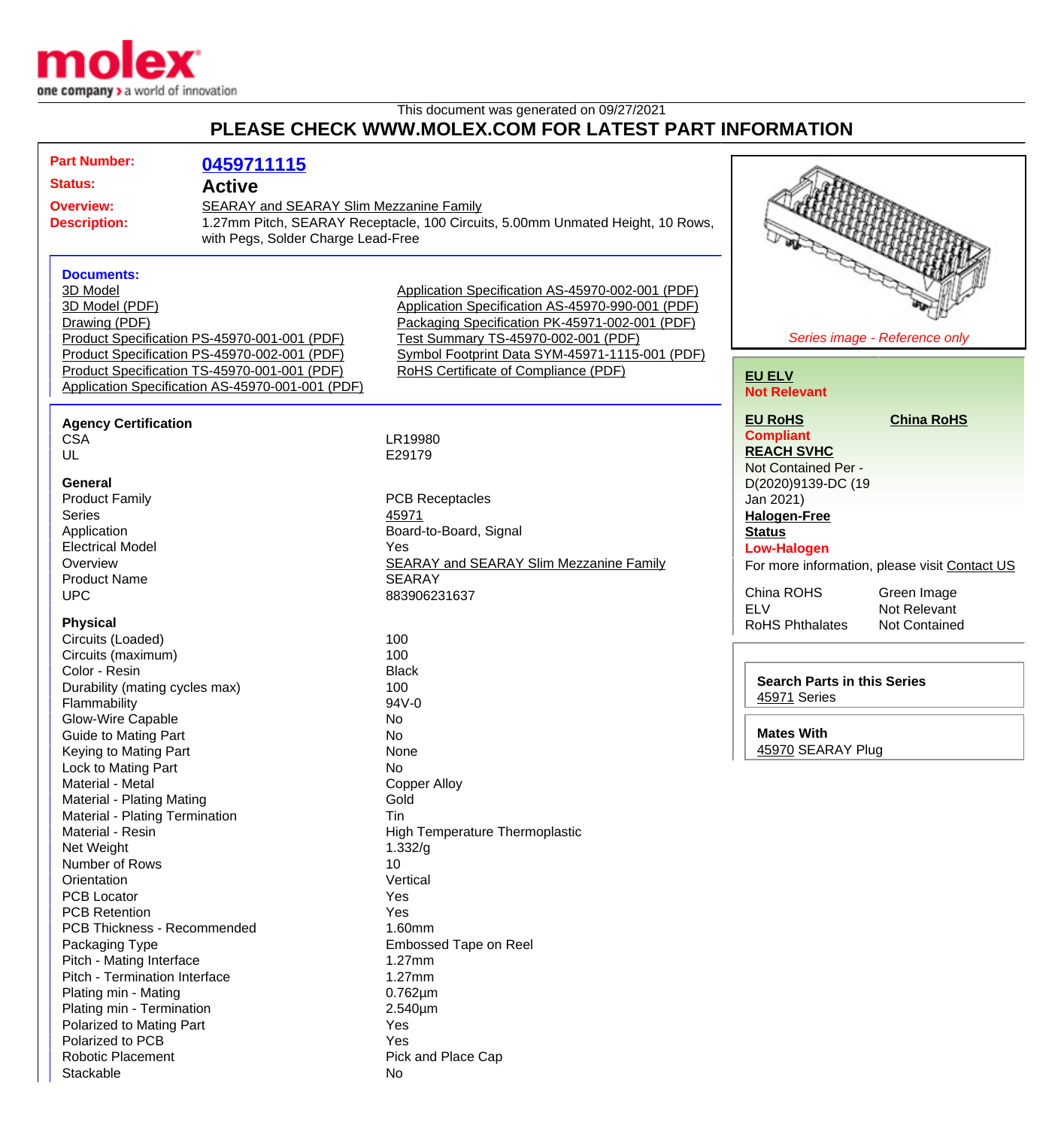This document was generated on 09/27/2021

# PLEASE CHECK WWW.MOLEX.COM FOR LATEST PART INFORMATION

**Part Number:** 0459711115

**Status:** **Active**

**Overview:** SEARAY and SEARAY Slim Mezzanine Family

**Description:** 1.27mm Pitch, SEARAY Receptacle, 100 Circuits, 5.00mm Unmated Height, 10 Rows, with Pegs, Solder Charge Lead-Free

*Series image - Reference only*

## Documents:

- 3D Model
- 3D Model (PDF)
- Drawing (PDF)
- Product Specification PS-45970-001-001 (PDF)
- Product Specification PS-45970-002-001 (PDF)
- Product Specification TS-45970-001-001 (PDF)
- Application Specification AS-45970-001-001 (PDF)
- Application Specification AS-45970-002-001 (PDF)
- Application Specification AS-45970-990-001 (PDF)
- Packaging Specification PK-45971-002-001 (PDF)
- Test Summary TS-45970-002-001 (PDF)
- Symbol Footprint Data SYM-45971-1115-001 (PDF)
- RoHS Certificate of Compliance (PDF)

**EU ELV**
Not Relevant

**EU RoHS**
Compliant

**China RoHS**

**REACH SVHC**
Not Contained Per - D(2020)9139-DC (19 Jan 2021)

**Halogen-Free Status**
Low-Halogen

For more information, please visit Contact US

| | |
|---|---|
| China ROHS | Green Image |
| ELV | Not Relevant |
| RoHS Phthalates | Not Contained |

**Search Parts in this Series**
45971 Series

**Mates With**
45970 SEARAY Plug

### Agency Certification

| | |
|---|---|
| CSA | LR19980 |
| UL | E29179 |

### General

| | |
|---|---|
| Product Family | PCB Receptacles |
| Series | 45971 |
| Application | Board-to-Board, Signal |
| Electrical Model | Yes |
| Overview | SEARAY and SEARAY Slim Mezzanine Family |
| Product Name | SEARAY |
| UPC | 883906231637 |

### Physical

| | |
|---|---|
| Circuits (Loaded) | 100 |
| Circuits (maximum) | 100 |
| Color - Resin | Black |
| Durability (mating cycles max) | 100 |
| Flammability | 94V-0 |
| Glow-Wire Capable | No |
| Guide to Mating Part | No |
| Keying to Mating Part | None |
| Lock to Mating Part | No |
| Material - Metal | Copper Alloy |
| Material - Plating Mating | Gold |
| Material - Plating Termination | Tin |
| Material - Resin | High Temperature Thermoplastic |
| Net Weight | 1.332/g |
| Number of Rows | 10 |
| Orientation | Vertical |
| PCB Locator | Yes |
| PCB Retention | Yes |
| PCB Thickness - Recommended | 1.60mm |
| Packaging Type | Embossed Tape on Reel |
| Pitch - Mating Interface | 1.27mm |
| Pitch - Termination Interface | 1.27mm |
| Plating min - Mating | 0.762µm |
| Plating min - Termination | 2.540µm |
| Polarized to Mating Part | Yes |
| Polarized to PCB | Yes |
| Robotic Placement | Pick and Place Cap |
| Stackable | No |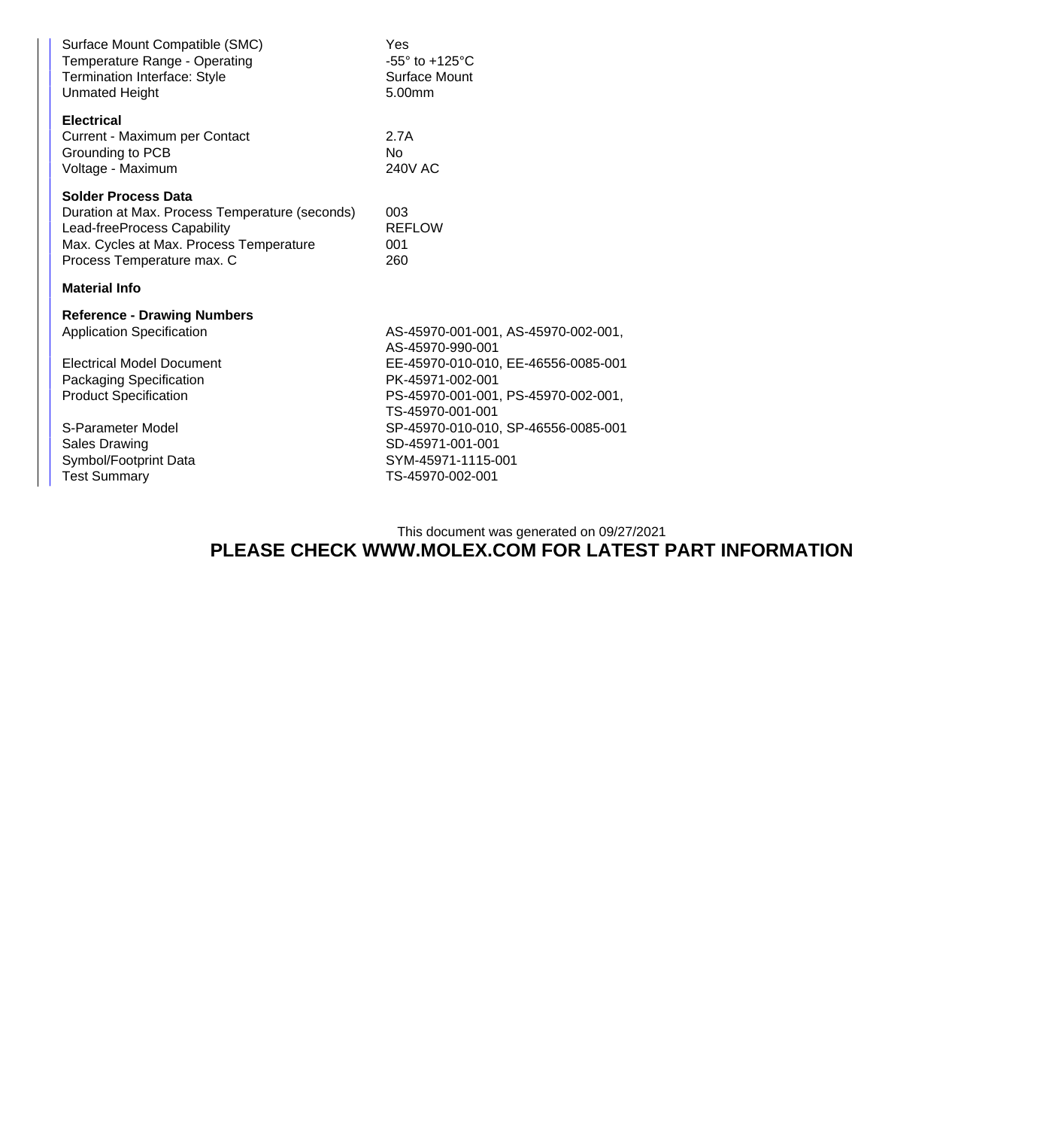| | |
|---|---|
| Surface Mount Compatible (SMC) | Yes |
| Temperature Range - Operating | -55° to +125°C |
| Termination Interface: Style | Surface Mount |
| Unmated Height | 5.00mm |

**Electrical**

| | |
|---|---|
| Current - Maximum per Contact | 2.7A |
| Grounding to PCB | No |
| Voltage - Maximum | 240V AC |

**Solder Process Data**

| | |
|---|---|
| Duration at Max. Process Temperature (seconds) | 003 |
| Lead-freeProcess Capability | REFLOW |
| Max. Cycles at Max. Process Temperature | 001 |
| Process Temperature max. C | 260 |

**Material Info**

**Reference - Drawing Numbers**

| | |
|---|---|
| Application Specification | AS-45970-001-001, AS-45970-002-001, AS-45970-990-001 |
| Electrical Model Document | EE-45970-010-010, EE-46556-0085-001 |
| Packaging Specification | PK-45971-002-001 |
| Product Specification | PS-45970-001-001, PS-45970-002-001, TS-45970-001-001 |
| S-Parameter Model | SP-45970-010-010, SP-46556-0085-001 |
| Sales Drawing | SD-45971-001-001 |
| Symbol/Footprint Data | SYM-45971-1115-001 |
| Test Summary | TS-45970-002-001 |

This document was generated on 09/27/2021

**PLEASE CHECK WWW.MOLEX.COM FOR LATEST PART INFORMATION**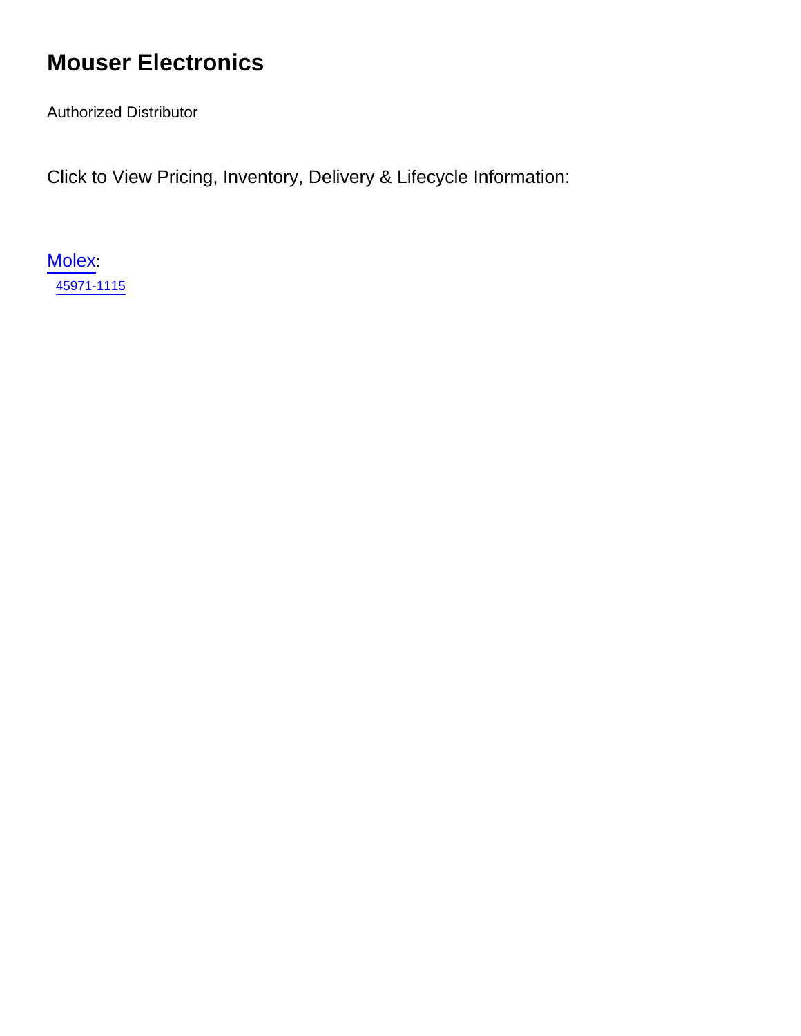# Mouser Electronics

Authorized Distributor

Click to View Pricing, Inventory, Delivery & Lifecycle Information:

Molex:

45971-1115